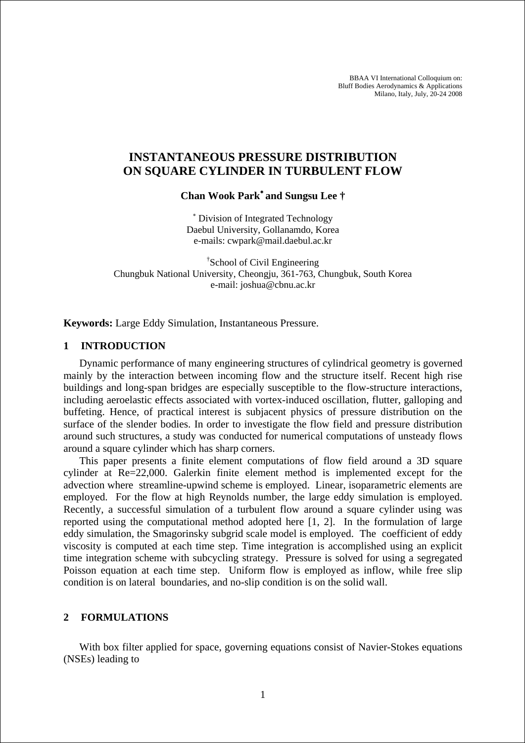BBAA VI International Colloquium on:
Bluff Bodies Aerodynamics & Applications
Milano, Italy, July, 20-24 2008

# INSTANTANEOUS PRESSURE DISTRIBUTION ON SQUARE CYLINDER IN TURBULENT FLOW

**Chan Wook Park* and Sungsu Lee †**

* Division of Integrated Technology
Daebul University, Gollanamdo, Korea
e-mails: cwpark@mail.daebul.ac.kr

† School of Civil Engineering
Chungbuk National University, Cheongju, 361-763, Chungbuk, South Korea
e-mail: joshua@cbnu.ac.kr

**Keywords:** Large Eddy Simulation, Instantaneous Pressure.

## 1 INTRODUCTION

Dynamic performance of many engineering structures of cylindrical geometry is governed mainly by the interaction between incoming flow and the structure itself. Recent high rise buildings and long-span bridges are especially susceptible to the flow-structure interactions, including aeroelastic effects associated with vortex-induced oscillation, flutter, galloping and buffeting. Hence, of practical interest is subjacent physics of pressure distribution on the surface of the slender bodies. In order to investigate the flow field and pressure distribution around such structures, a study was conducted for numerical computations of unsteady flows around a square cylinder which has sharp corners.

This paper presents a finite element computations of flow field around a 3D square cylinder at Re=22,000. Galerkin finite element method is implemented except for the advection where streamline-upwind scheme is employed. Linear, isoparametric elements are employed. For the flow at high Reynolds number, the large eddy simulation is employed. Recently, a successful simulation of a turbulent flow around a square cylinder using was reported using the computational method adopted here [1, 2]. In the formulation of large eddy simulation, the Smagorinsky subgrid scale model is employed. The coefficient of eddy viscosity is computed at each time step. Time integration is accomplished using an explicit time integration scheme with subcycling strategy. Pressure is solved for using a segregated Poisson equation at each time step. Uniform flow is employed as inflow, while free slip condition is on lateral boundaries, and no-slip condition is on the solid wall.

## 2 FORMULATIONS

With box filter applied for space, governing equations consist of Navier-Stokes equations (NSEs) leading to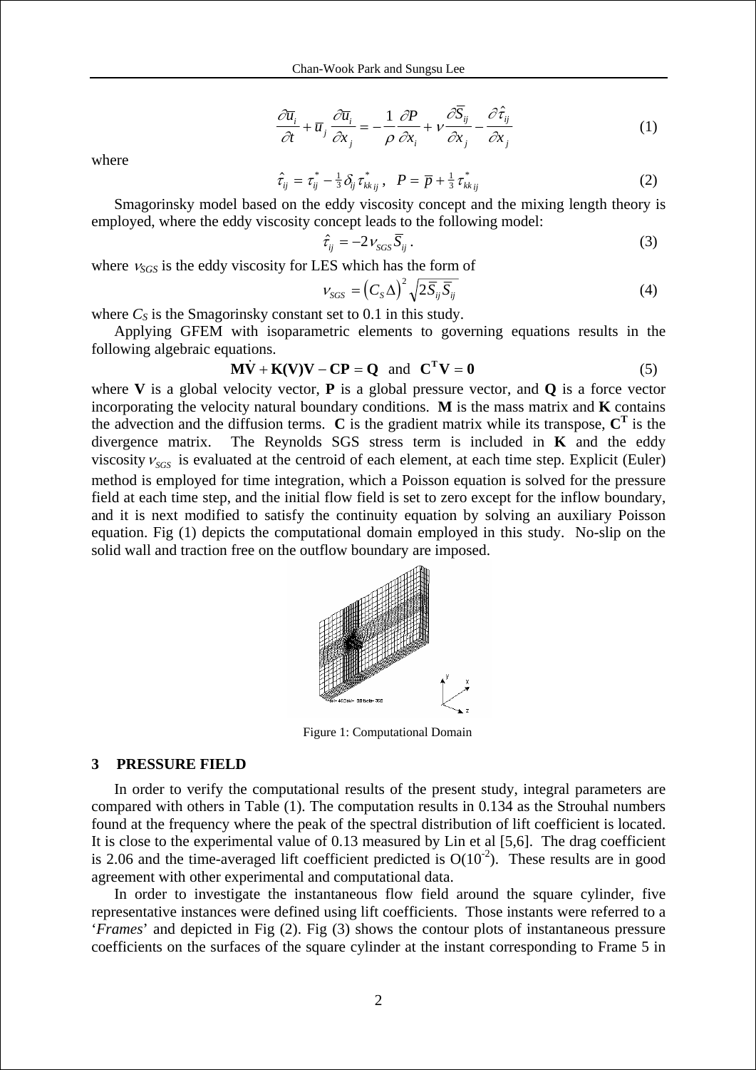$$\frac{\partial \overline{u}_i}{\partial t} + \overline{u}_j \frac{\partial \overline{u}_i}{\partial x_j} = -\frac{1}{\rho}\frac{\partial P}{\partial x_i} + \nu \frac{\partial \overline{S}_{ij}}{\partial x_j} - \frac{\partial \hat{\tau}_{ij}}{\partial x_j} \tag{1}$$

where

$$\hat{\tau}_{ij} = \tau^*_{ij} - \tfrac{1}{3}\delta_{ij}\tau^*_{kk\,ij}\,, \quad P = \overline{p} + \tfrac{1}{3}\tau^*_{kk\,ij} \tag{2}$$

Smagorinsky model based on the eddy viscosity concept and the mixing length theory is employed, where the eddy viscosity concept leads to the following model:

$$\hat{\tau}_{ij} = -2\nu_{SGS}\overline{S}_{ij}\,. \tag{3}$$

where $\nu_{SGS}$ is the eddy viscosity for LES which has the form of

$$\nu_{SGS} = \left(C_S\Delta\right)^2\sqrt{2\overline{S}_{ij}\overline{S}_{ij}} \tag{4}$$

where $C_S$ is the Smagorinsky constant set to 0.1 in this study.

Applying GFEM with isoparametric elements to governing equations results in the following algebraic equations.

$$\mathbf{M}\dot{\mathbf{V}} + \mathbf{K(V)V} - \mathbf{CP} = \mathbf{Q} \quad \text{and} \quad \mathbf{C^T V} = \mathbf{0} \tag{5}$$

where **V** is a global velocity vector, **P** is a global pressure vector, and **Q** is a force vector incorporating the velocity natural boundary conditions. **M** is the mass matrix and **K** contains the advection and the diffusion terms. **C** is the gradient matrix while its transpose, $\mathbf{C^T}$ is the divergence matrix. The Reynolds SGS stress term is included in **K** and the eddy viscosity $\nu_{SGS}$ is evaluated at the centroid of each element, at each time step. Explicit (Euler) method is employed for time integration, which a Poisson equation is solved for the pressure field at each time step, and the initial flow field is set to zero except for the inflow boundary, and it is next modified to satisfy the continuity equation by solving an auxiliary Poisson equation. Fig (1) depicts the computational domain employed in this study. No-slip on the solid wall and traction free on the outflow boundary are imposed.

Figure 1: Computational Domain

## 3 PRESSURE FIELD

In order to verify the computational results of the present study, integral parameters are compared with others in Table (1). The computation results in 0.134 as the Strouhal numbers found at the frequency where the peak of the spectral distribution of lift coefficient is located. It is close to the experimental value of 0.13 measured by Lin et al [5,6]. The drag coefficient is 2.06 and the time-averaged lift coefficient predicted is $O(10^{-2})$. These results are in good agreement with other experimental and computational data.

In order to investigate the instantaneous flow field around the square cylinder, five representative instances were defined using lift coefficients. Those instants were referred to a '*Frames*' and depicted in Fig (2). Fig (3) shows the contour plots of instantaneous pressure coefficients on the surfaces of the square cylinder at the instant corresponding to Frame 5 in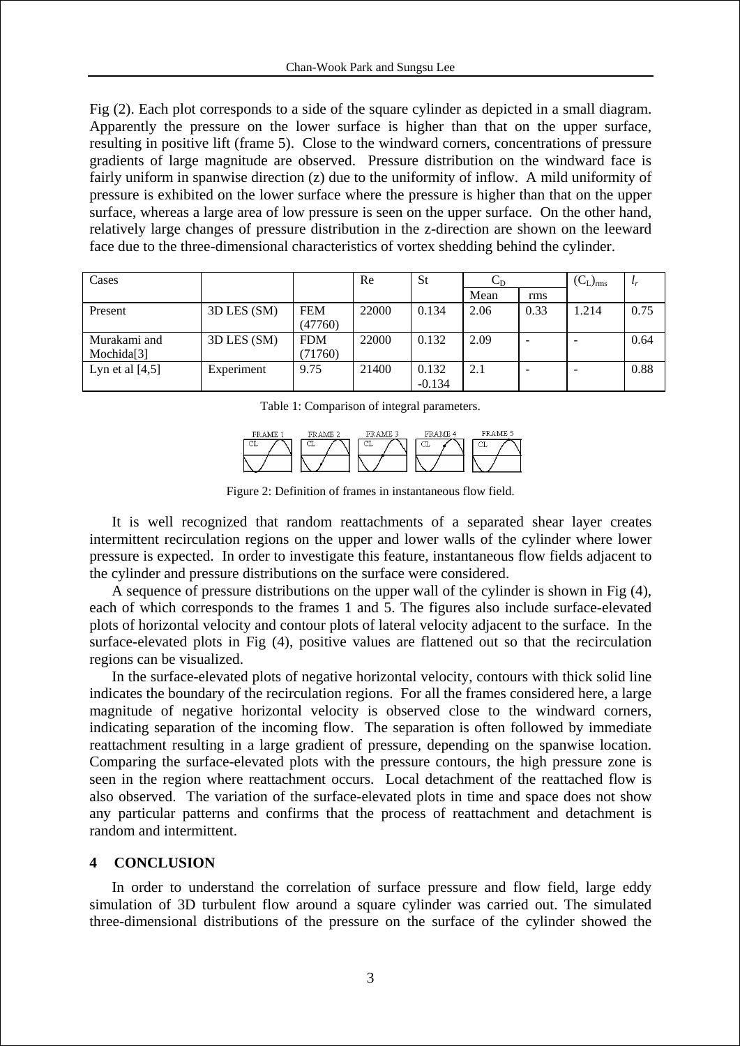Fig (2). Each plot corresponds to a side of the square cylinder as depicted in a small diagram. Apparently the pressure on the lower surface is higher than that on the upper surface, resulting in positive lift (frame 5). Close to the windward corners, concentrations of pressure gradients of large magnitude are observed. Pressure distribution on the windward face is fairly uniform in spanwise direction (z) due to the uniformity of inflow. A mild uniformity of pressure is exhibited on the lower surface where the pressure is higher than that on the upper surface, whereas a large area of low pressure is seen on the upper surface. On the other hand, relatively large changes of pressure distribution in the z-direction are shown on the leeward face due to the three-dimensional characteristics of vortex shedding behind the cylinder.

| Cases | | | Re | St | $C_D$ | | $(C_L)_{rms}$ | $l_r$ |
|---|---|---|---|---|---|---|---|---|
| | | | | | Mean | rms | | |
| Present | 3D LES (SM) | FEM (47760) | 22000 | 0.134 | 2.06 | 0.33 | 1.214 | 0.75 |
| Murakami and Mochida[3] | 3D LES (SM) | FDM (71760) | 22000 | 0.132 | 2.09 | - | - | 0.64 |
| Lyn et al [4,5] | Experiment | 9.75 | 21400 | 0.132 -0.134 | 2.1 | - | - | 0.88 |

Table 1: Comparison of integral parameters.

Figure 2: Definition of frames in instantaneous flow field.

It is well recognized that random reattachments of a separated shear layer creates intermittent recirculation regions on the upper and lower walls of the cylinder where lower pressure is expected. In order to investigate this feature, instantaneous flow fields adjacent to the cylinder and pressure distributions on the surface were considered.

A sequence of pressure distributions on the upper wall of the cylinder is shown in Fig (4), each of which corresponds to the frames 1 and 5. The figures also include surface-elevated plots of horizontal velocity and contour plots of lateral velocity adjacent to the surface. In the surface-elevated plots in Fig (4), positive values are flattened out so that the recirculation regions can be visualized.

In the surface-elevated plots of negative horizontal velocity, contours with thick solid line indicates the boundary of the recirculation regions. For all the frames considered here, a large magnitude of negative horizontal velocity is observed close to the windward corners, indicating separation of the incoming flow. The separation is often followed by immediate reattachment resulting in a large gradient of pressure, depending on the spanwise location. Comparing the surface-elevated plots with the pressure contours, the high pressure zone is seen in the region where reattachment occurs. Local detachment of the reattached flow is also observed. The variation of the surface-elevated plots in time and space does not show any particular patterns and confirms that the process of reattachment and detachment is random and intermittent.

## 4 CONCLUSION

In order to understand the correlation of surface pressure and flow field, large eddy simulation of 3D turbulent flow around a square cylinder was carried out. The simulated three-dimensional distributions of the pressure on the surface of the cylinder showed the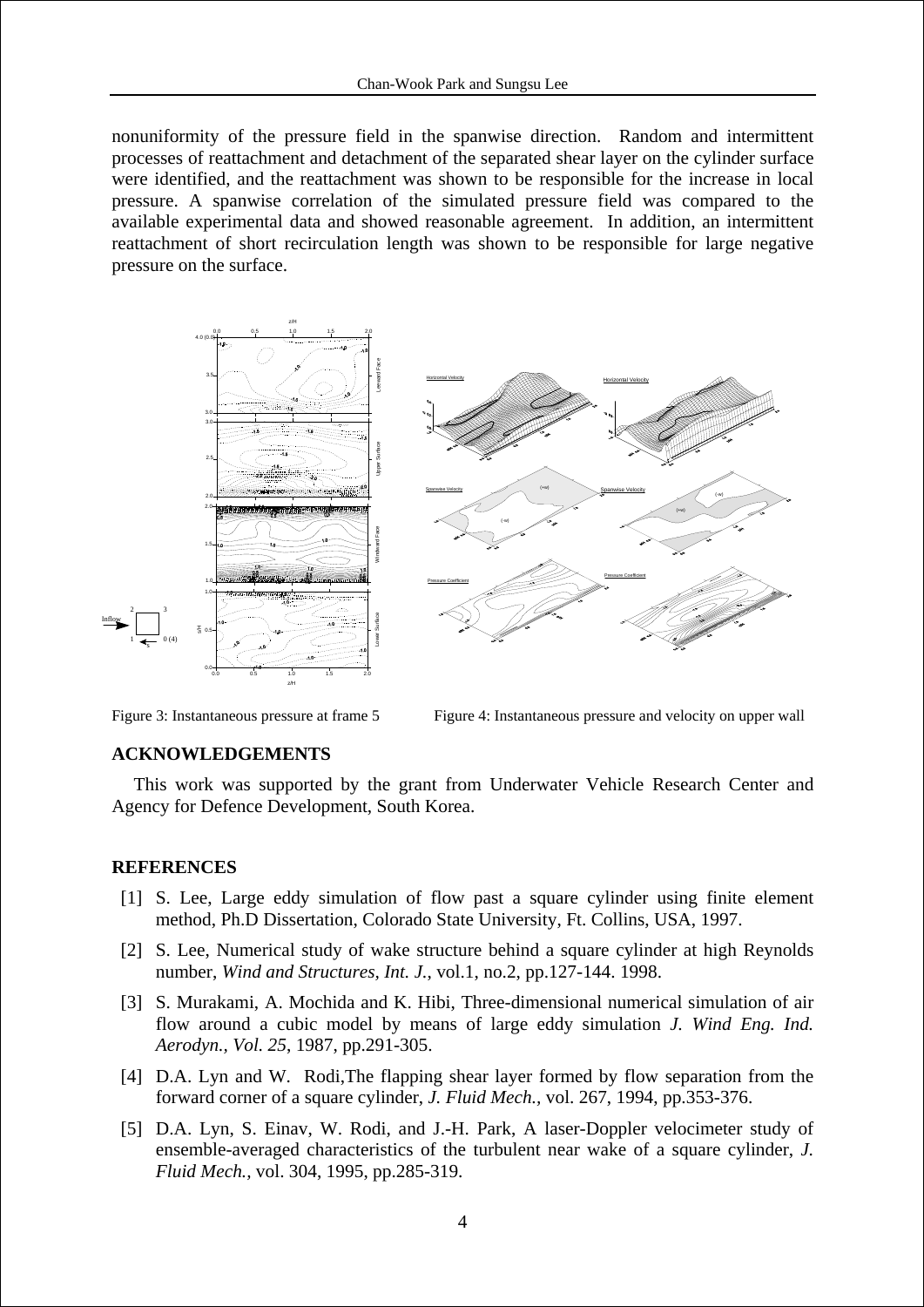nonuniformity of the pressure field in the spanwise direction. Random and intermittent processes of reattachment and detachment of the separated shear layer on the cylinder surface were identified, and the reattachment was shown to be responsible for the increase in local pressure. A spanwise correlation of the simulated pressure field was compared to the available experimental data and showed reasonable agreement. In addition, an intermittent reattachment of short recirculation length was shown to be responsible for large negative pressure on the surface.

Figure 3: Instantaneous pressure at frame 5

Figure 4: Instantaneous pressure and velocity on upper wall

## ACKNOWLEDGEMENTS

This work was supported by the grant from Underwater Vehicle Research Center and Agency for Defence Development, South Korea.

## REFERENCES

[1] S. Lee, Large eddy simulation of flow past a square cylinder using finite element method, Ph.D Dissertation, Colorado State University, Ft. Collins, USA, 1997.

[2] S. Lee, Numerical study of wake structure behind a square cylinder at high Reynolds number, *Wind and Structures, Int. J.*, vol.1, no.2, pp.127-144. 1998.

[3] S. Murakami, A. Mochida and K. Hibi, Three-dimensional numerical simulation of air flow around a cubic model by means of large eddy simulation *J. Wind Eng. Ind. Aerodyn., Vol. 25*, 1987, pp.291-305.

[4] D.A. Lyn and W. Rodi,The flapping shear layer formed by flow separation from the forward corner of a square cylinder, *J. Fluid Mech.,* vol. 267, 1994, pp.353-376.

[5] D.A. Lyn, S. Einav, W. Rodi, and J.-H. Park, A laser-Doppler velocimeter study of ensemble-averaged characteristics of the turbulent near wake of a square cylinder, *J. Fluid Mech.*, vol. 304, 1995, pp.285-319.